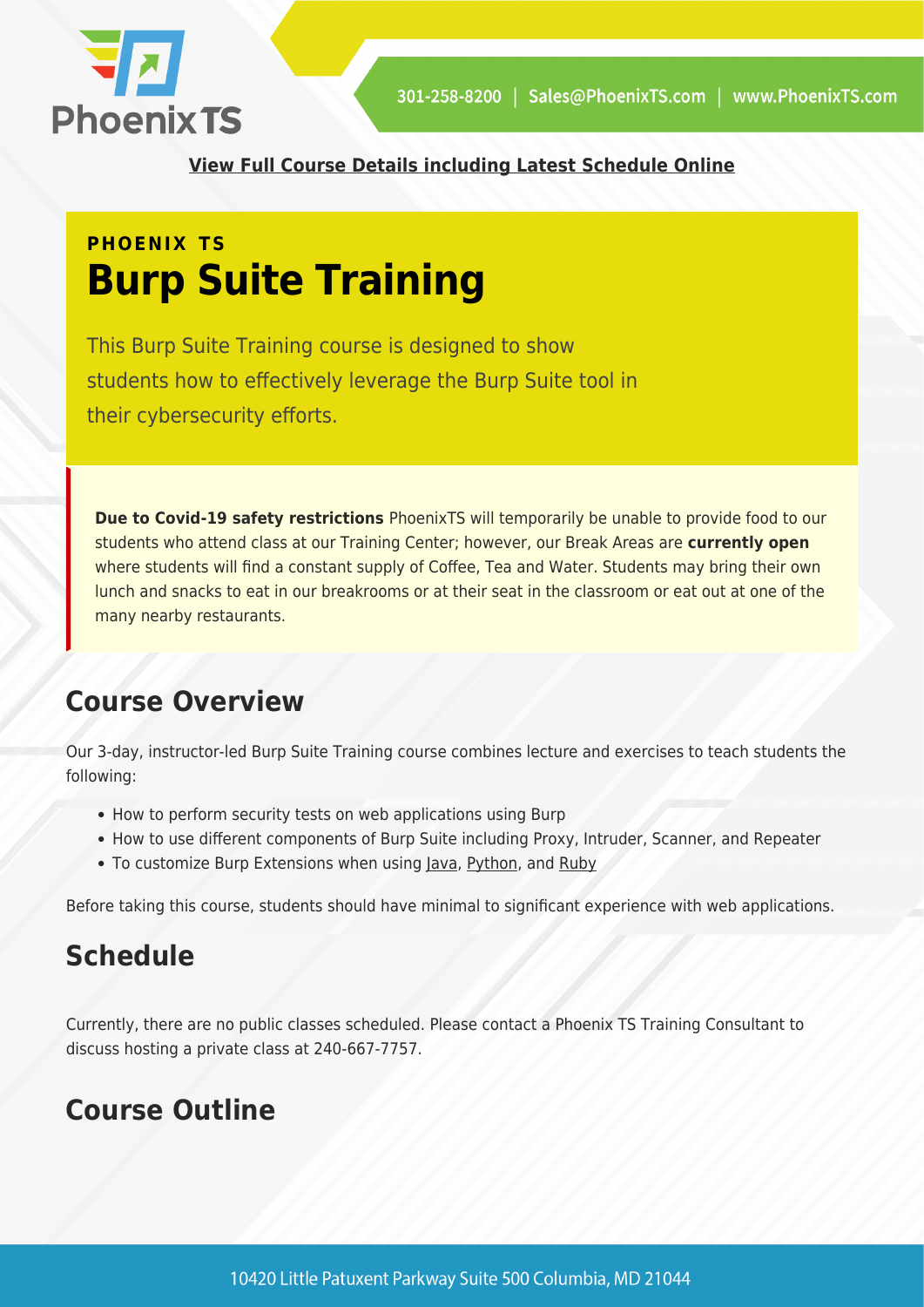**View Full Course Details including Latest Schedule Online**

PHOENIX TS

# Burp Suite Training

This Burp Suite Training course is designed to show students how to effectively leverage the Burp Suite tool in their cybersecurity efforts.

**Due to Covid-19 safety restrictions** PhoenixTS will temporarily be unable to provide food to our students who attend class at our Training Center; however, our Break Areas are **currently open** where students will find a constant supply of Coffee, Tea and Water. Students may bring their own lunch and snacks to eat in our breakrooms or at their seat in the classroom or eat out at one of the many nearby restaurants.

## Course Overview

Our 3-day, instructor-led Burp Suite Training course combines lecture and exercises to teach students the following:

- How to perform security tests on web applications using Burp
- How to use different components of Burp Suite including Proxy, Intruder, Scanner, and Repeater
- To customize Burp Extensions when using Java, Python, and Ruby

Before taking this course, students should have minimal to significant experience with web applications.

## Schedule

Currently, there are no public classes scheduled. Please contact a Phoenix TS Training Consultant to discuss hosting a private class at 240-667-7757.

## Course Outline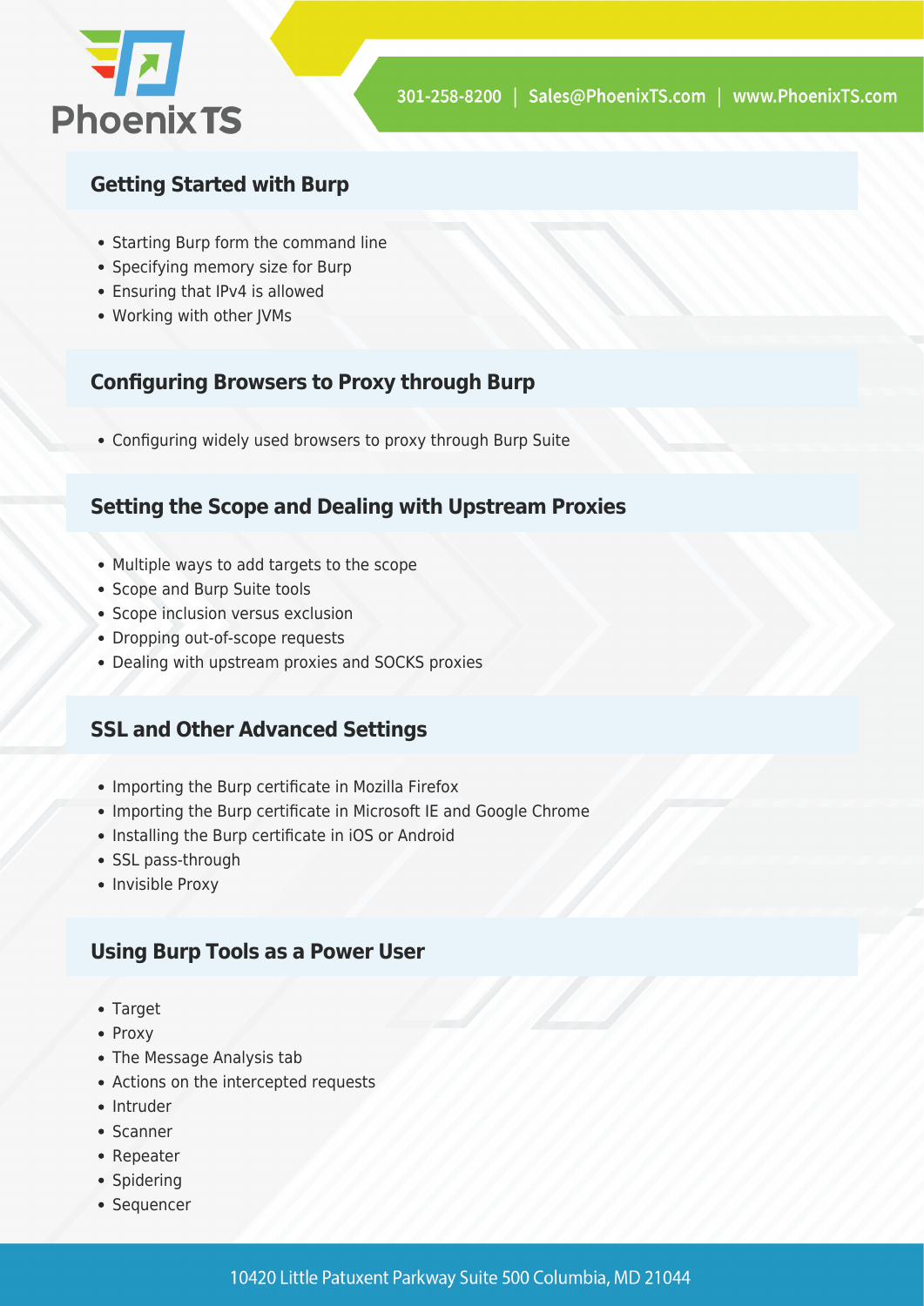## Getting Started with Burp

- Starting Burp form the command line
- Specifying memory size for Burp
- Ensuring that IPv4 is allowed
- Working with other JVMs

## Configuring Browsers to Proxy through Burp

- Configuring widely used browsers to proxy through Burp Suite

## Setting the Scope and Dealing with Upstream Proxies

- Multiple ways to add targets to the scope
- Scope and Burp Suite tools
- Scope inclusion versus exclusion
- Dropping out-of-scope requests
- Dealing with upstream proxies and SOCKS proxies

## SSL and Other Advanced Settings

- Importing the Burp certificate in Mozilla Firefox
- Importing the Burp certificate in Microsoft IE and Google Chrome
- Installing the Burp certificate in iOS or Android
- SSL pass-through
- Invisible Proxy

## Using Burp Tools as a Power User

- Target
- Proxy
- The Message Analysis tab
- Actions on the intercepted requests
- Intruder
- Scanner
- Repeater
- Spidering
- Sequencer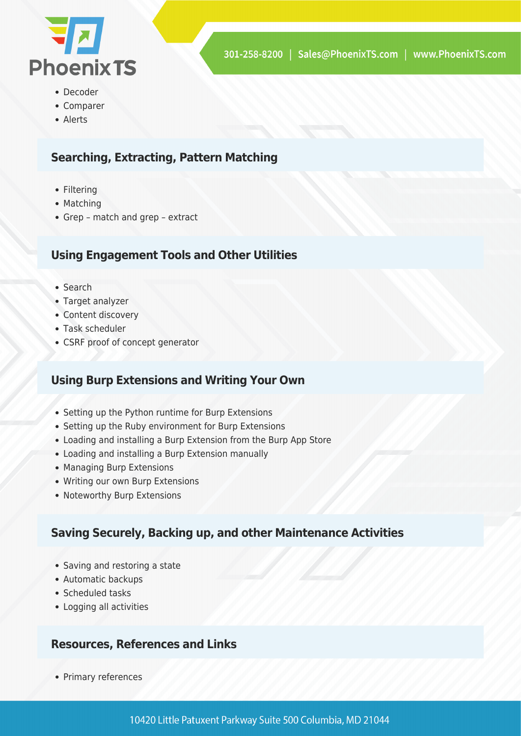- Decoder
- Comparer
- Alerts

## Searching, Extracting, Pattern Matching

- Filtering
- Matching
- Grep – match and grep – extract

## Using Engagement Tools and Other Utilities

- Search
- Target analyzer
- Content discovery
- Task scheduler
- CSRF proof of concept generator

## Using Burp Extensions and Writing Your Own

- Setting up the Python runtime for Burp Extensions
- Setting up the Ruby environment for Burp Extensions
- Loading and installing a Burp Extension from the Burp App Store
- Loading and installing a Burp Extension manually
- Managing Burp Extensions
- Writing our own Burp Extensions
- Noteworthy Burp Extensions

## Saving Securely, Backing up, and other Maintenance Activities

- Saving and restoring a state
- Automatic backups
- Scheduled tasks
- Logging all activities

## Resources, References and Links

- Primary references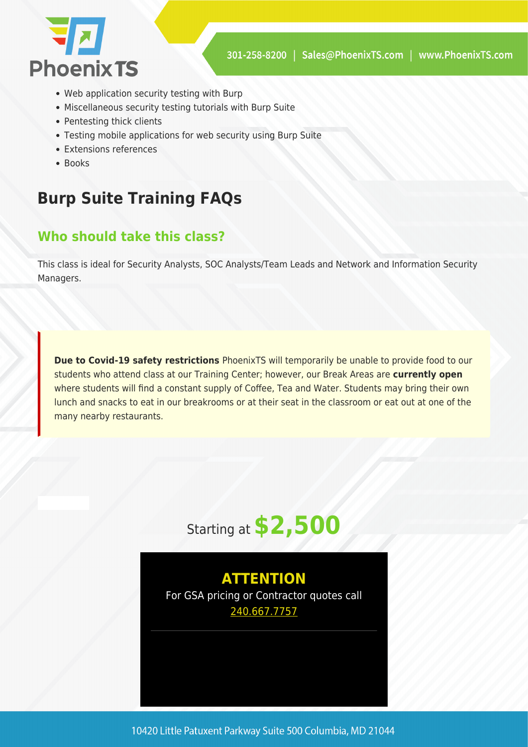- Web application security testing with Burp
- Miscellaneous security testing tutorials with Burp Suite
- Pentesting thick clients
- Testing mobile applications for web security using Burp Suite
- Extensions references
- Books

## Burp Suite Training FAQs

### Who should take this class?

This class is ideal for Security Analysts, SOC Analysts/Team Leads and Network and Information Security Managers.

> **Due to Covid-19 safety restrictions** PhoenixTS will temporarily be unable to provide food to our students who attend class at our Training Center; however, our Break Areas are **currently open** where students will find a constant supply of Coffee, Tea and Water. Students may bring their own lunch and snacks to eat in our breakrooms or at their seat in the classroom or eat out at one of the many nearby restaurants.

Starting at **$2,500**

**ATTENTION**

For GSA pricing or Contractor quotes call 240.667.7757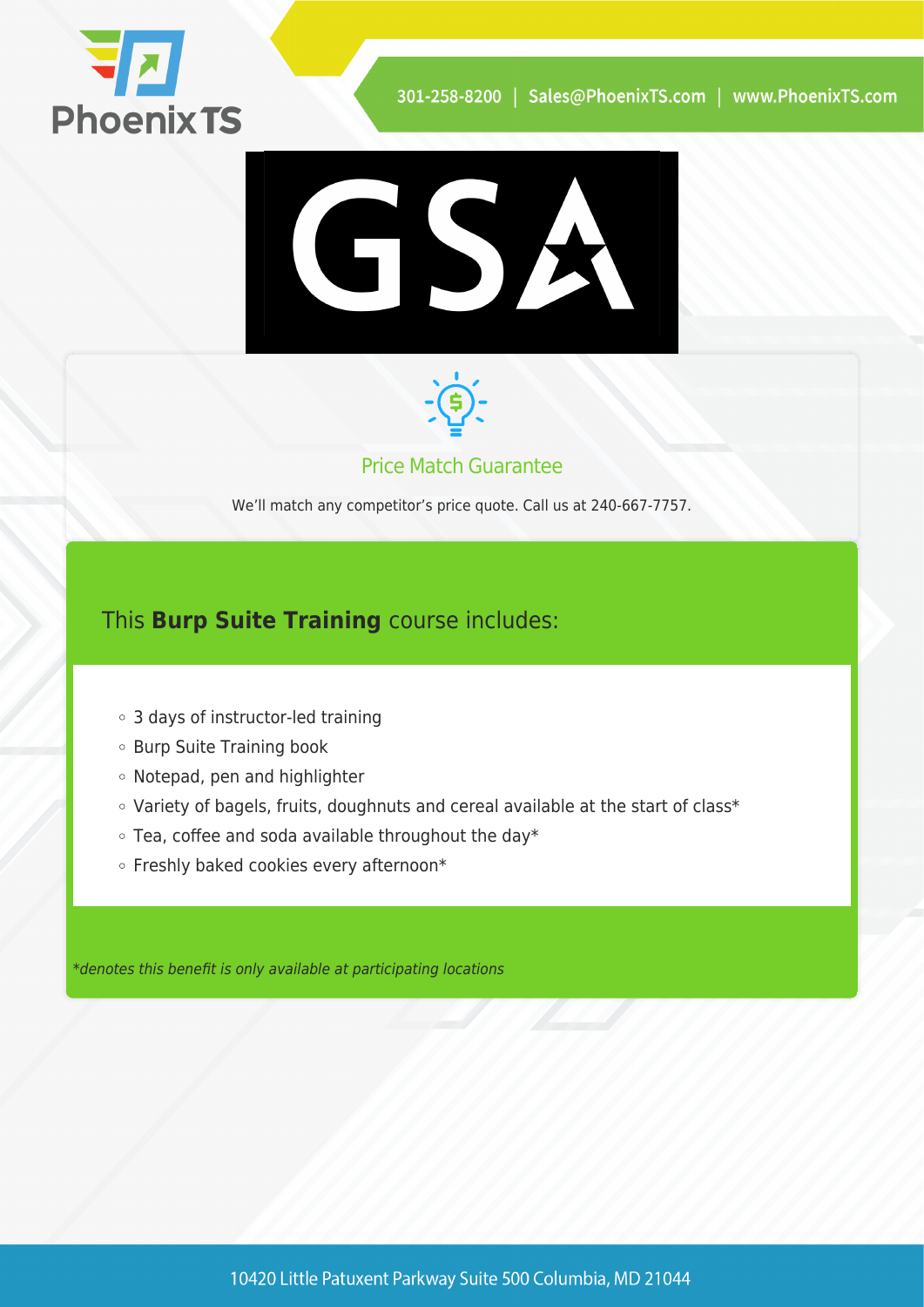GSA

## Price Match Guarantee

We'll match any competitor's price quote. Call us at 240-667-7757.

## This **Burp Suite Training** course includes:

- 3 days of instructor-led training
- Burp Suite Training book
- Notepad, pen and highlighter
- Variety of bagels, fruits, doughnuts and cereal available at the start of class*
- Tea, coffee and soda available throughout the day*
- Freshly baked cookies every afternoon*

*\*denotes this benefit is only available at participating locations*